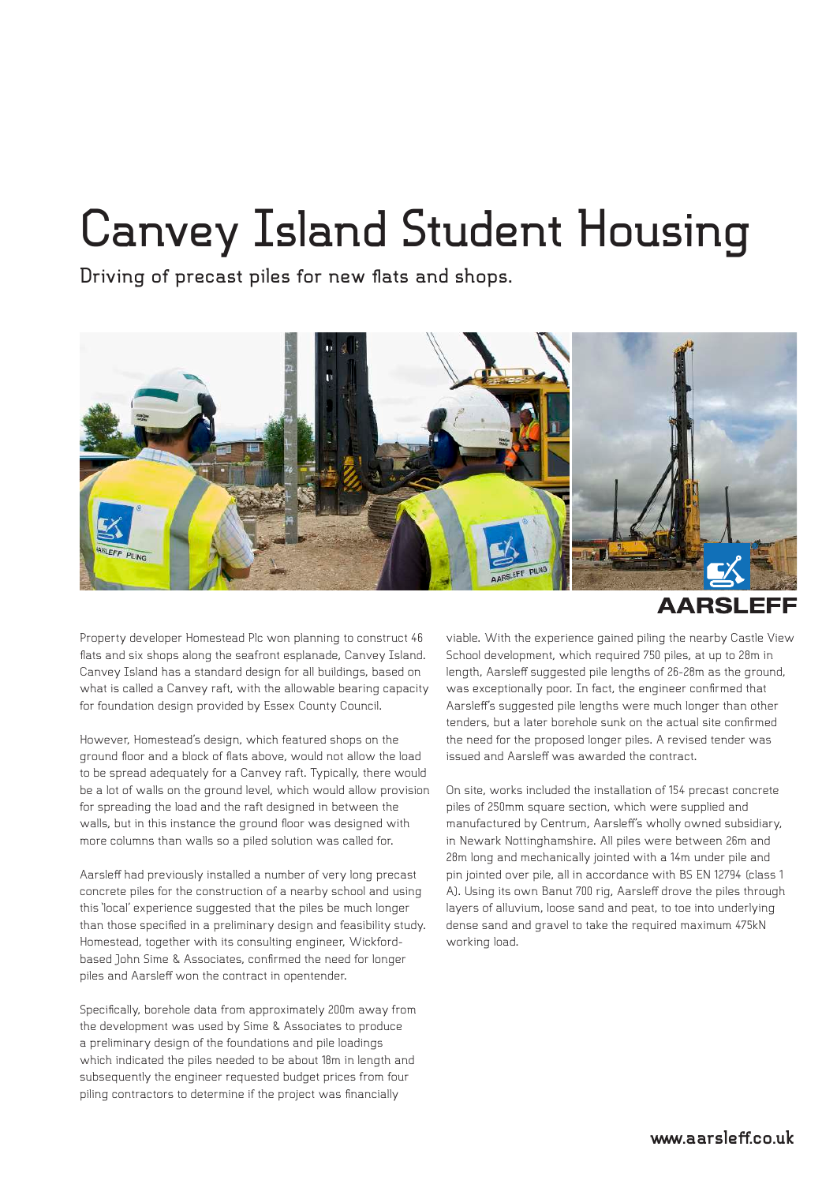# Canvey Island Student Housing

Driving of precast piles for new flats and shops.

Property developer Homestead Plc won planning to construct 46 flats and six shops along the seafront esplanade, Canvey Island. Canvey Island has a standard design for all buildings, based on what is called a Canvey raft, with the allowable bearing capacity for foundation design provided by Essex County Council.

However, Homestead's design, which featured shops on the ground floor and a block of flats above, would not allow the load to be spread adequately for a Canvey raft. Typically, there would be a lot of walls on the ground level, which would allow provision for spreading the load and the raft designed in between the walls, but in this instance the ground floor was designed with more columns than walls so a piled solution was called for.

Aarsleff had previously installed a number of very long precast concrete piles for the construction of a nearby school and using this 'local' experience suggested that the piles be much longer than those specified in a preliminary design and feasibility study. Homestead, together with its consulting engineer, Wickford-based John Sime & Associates, confirmed the need for longer piles and Aarsleff won the contract in opentender.

Specifically, borehole data from approximately 200m away from the development was used by Sime & Associates to produce a preliminary design of the foundations and pile loadings which indicated the piles needed to be about 18m in length and subsequently the engineer requested budget prices from four piling contractors to determine if the project was financially viable. With the experience gained piling the nearby Castle View School development, which required 750 piles, at up to 28m in length, Aarsleff suggested pile lengths of 26-28m as the ground, was exceptionally poor. In fact, the engineer confirmed that Aarsleff's suggested pile lengths were much longer than other tenders, but a later borehole sunk on the actual site confirmed the need for the proposed longer piles. A revised tender was issued and Aarsleff was awarded the contract.

On site, works included the installation of 154 precast concrete piles of 250mm square section, which were supplied and manufactured by Centrum, Aarsleff's wholly owned subsidiary, in Newark Nottinghamshire. All piles were between 26m and 28m long and mechanically jointed with a 14m under pile and pin jointed over pile, all in accordance with BS EN 12794 (class 1 A). Using its own Banut 700 rig, Aarsleff drove the piles through layers of alluvium, loose sand and peat, to toe into underlying dense sand and gravel to take the required maximum 475kN working load.

www.aarsleff.co.uk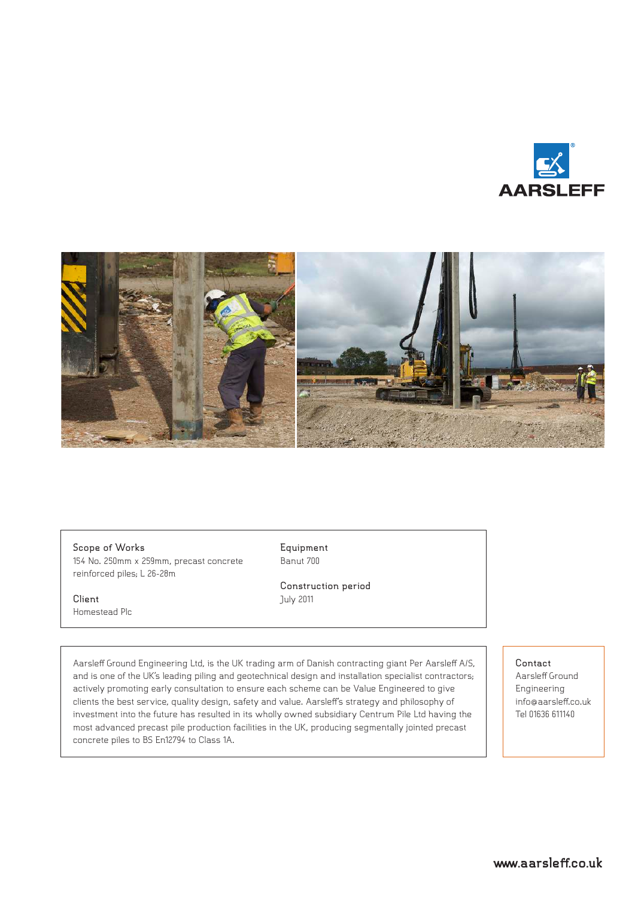AARSLEFF

### Scope of Works
154 No. 250mm x 259mm, precast concrete reinforced piles; L 26-28m

### Client
Homestead Plc

### Equipment
Banut 700

### Construction period
July 2011

Aarsleff Ground Engineering Ltd, is the UK trading arm of Danish contracting giant Per Aarsleff A/S, and is one of the UK's leading piling and geotechnical design and installation specialist contractors; actively promoting early consultation to ensure each scheme can be Value Engineered to give clients the best service, quality design, safety and value. Aarsleff's strategy and philosophy of investment into the future has resulted in its wholly owned subsidiary Centrum Pile Ltd having the most advanced precast pile production facilities in the UK, producing segmentally jointed precast concrete piles to BS En12794 to Class 1A.

### Contact
Aarsleff Ground Engineering
info@aarsleff.co.uk
Tel 01636 611140

www.aarsleff.co.uk